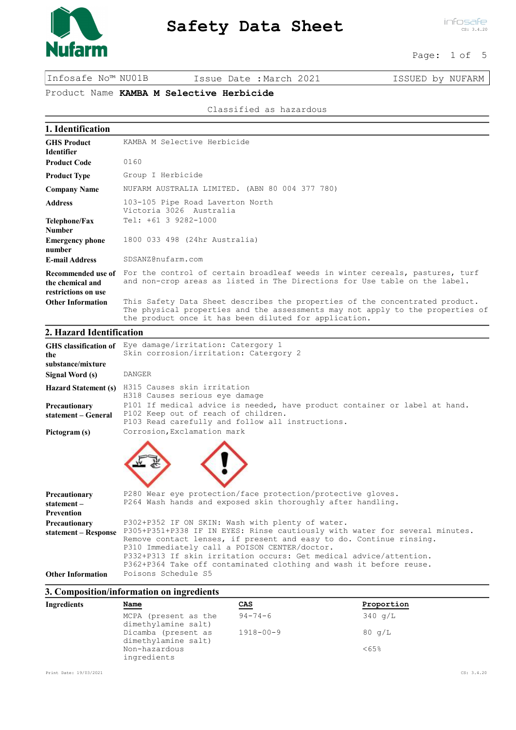# Safety Data Sheet

| Infosafe No™ NU01B | Issue Date :March 2021 | ISSUED by NUFARM |
|---|---|---|

Product Name **KAMBA M Selective Herbicide**

Classified as hazardous

## 1. Identification

| | |
|---|---|
| **GHS Product Identifier** | KAMBA M Selective Herbicide |
| **Product Code** | 0160 |
| **Product Type** | Group I Herbicide |
| **Company Name** | NUFARM AUSTRALIA LIMITED. (ABN 80 004 377 780) |
| **Address** | 103-105 Pipe Road Laverton North<br>Victoria 3026 Australia |
| **Telephone/Fax Number** | Tel: +61 3 9282-1000 |
| **Emergency phone number** | 1800 033 498 (24hr Australia) |
| **E-mail Address** | SDSANZ@nufarm.com |
| **Recommended use of the chemical and restrictions on use** | For the control of certain broadleaf weeds in winter cereals, pastures, turf and non-crop areas as listed in The Directions for Use table on the label. |
| **Other Information** | This Safety Data Sheet describes the properties of the concentrated product. The physical properties and the assessments may not apply to the properties of the product once it has been diluted for application. |

## 2. Hazard Identification

| | |
|---|---|
| **GHS classification of the substance/mixture** | Eye damage/irritation: Catergory 1<br>Skin corrosion/irritation: Catergory 2 |
| **Signal Word (s)** | DANGER |
| **Hazard Statement (s)** | H315 Causes skin irritation<br>H318 Causes serious eye damage |
| **Precautionary statement – General** | P101 If medical advice is needed, have product container or label at hand.<br>P102 Keep out of reach of children.<br>P103 Read carefully and follow all instructions. |
| **Pictogram (s)** | Corrosion,Exclamation mark |
| **Precautionary statement – Prevention** | P280 Wear eye protection/face protection/protective gloves.<br>P264 Wash hands and exposed skin thoroughly after handling. |
| **Precautionary statement – Response** | P302+P352 IF ON SKIN: Wash with plenty of water.<br>P305+P351+P338 IF IN EYES: Rinse cautiously with water for several minutes. Remove contact lenses, if present and easy to do. Continue rinsing.<br>P310 Immediately call a POISON CENTER/doctor.<br>P332+P313 If skin irritation occurs: Get medical advice/attention.<br>P362+P364 Take off contaminated clothing and wash it before reuse. |
| **Other Information** | Poisons Schedule S5 |

## 3. Composition/information on ingredients

**Ingredients**

| Name | CAS | Proportion |
|---|---|---|
| MCPA (present as the dimethylamine salt) | 94-74-6 | 340 g/L |
| Dicamba (present as dimethylamine salt) | 1918-00-9 | 80 g/L |
| Non-hazardous ingredients | | <65% |

Print Date: 19/03/2021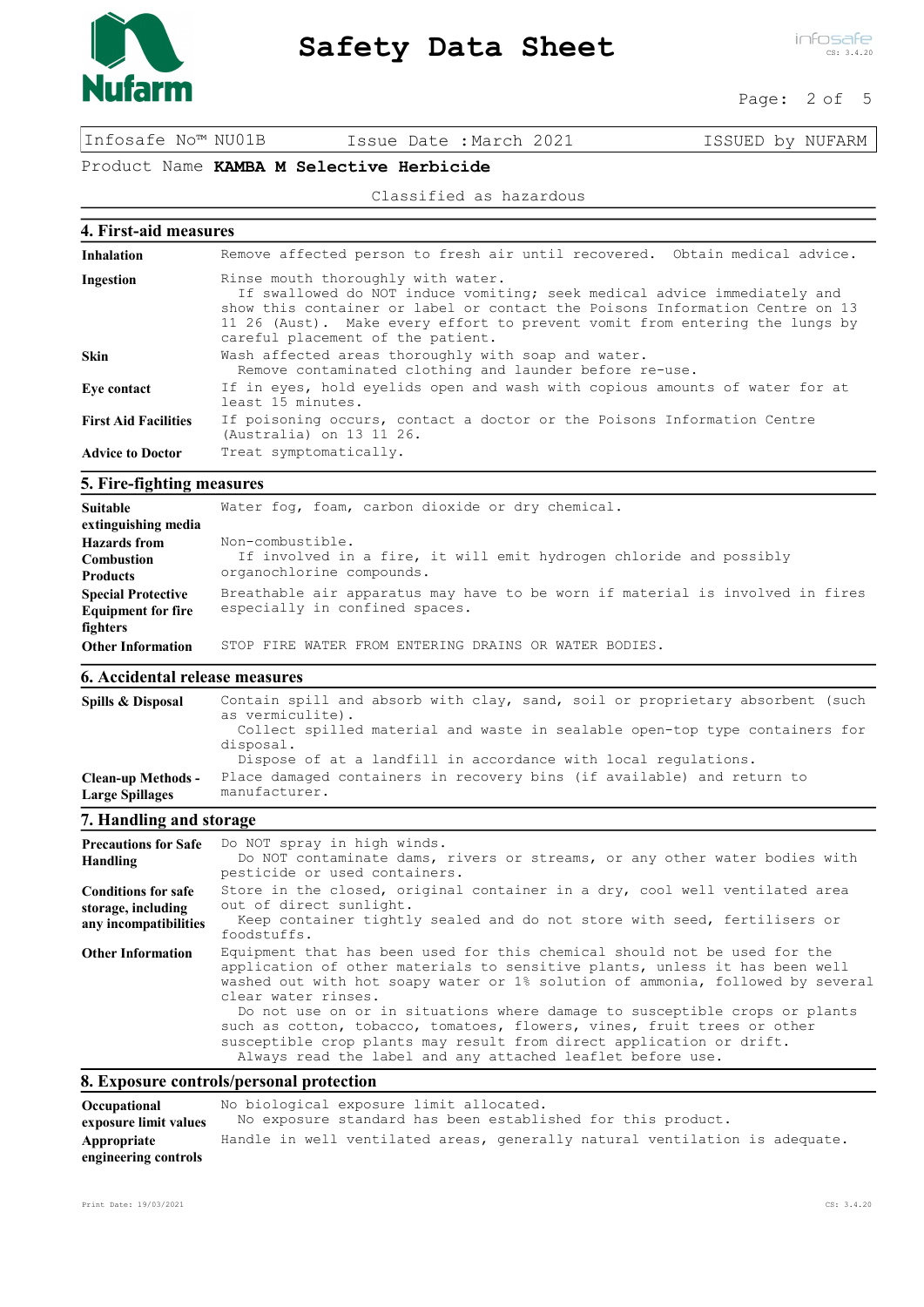Infosafe No™ NU01B | Issue Date : March 2021 | ISSUED by NUFARM

Product Name **KAMBA M Selective Herbicide**

Classified as hazardous

## 4. First-aid measures

| | |
|---|---|
| **Inhalation** | Remove affected person to fresh air until recovered. Obtain medical advice. |
| **Ingestion** | Rinse mouth thoroughly with water. If swallowed do NOT induce vomiting; seek medical advice immediately and show this container or label or contact the Poisons Information Centre on 13 11 26 (Aust). Make every effort to prevent vomit from entering the lungs by careful placement of the patient. |
| **Skin** | Wash affected areas thoroughly with soap and water. Remove contaminated clothing and launder before re-use. |
| **Eye contact** | If in eyes, hold eyelids open and wash with copious amounts of water for at least 15 minutes. |
| **First Aid Facilities** | If poisoning occurs, contact a doctor or the Poisons Information Centre (Australia) on 13 11 26. |
| **Advice to Doctor** | Treat symptomatically. |

## 5. Fire-fighting measures

| | |
|---|---|
| **Suitable extinguishing media** | Water fog, foam, carbon dioxide or dry chemical. |
| **Hazards from Combustion Products** | Non-combustible. If involved in a fire, it will emit hydrogen chloride and possibly organochlorine compounds. |
| **Special Protective Equipment for fire fighters** | Breathable air apparatus may have to be worn if material is involved in fires especially in confined spaces. |
| **Other Information** | STOP FIRE WATER FROM ENTERING DRAINS OR WATER BODIES. |

## 6. Accidental release measures

| | |
|---|---|
| **Spills & Disposal** | Contain spill and absorb with clay, sand, soil or proprietary absorbent (such as vermiculite). Collect spilled material and waste in sealable open-top type containers for disposal. Dispose of at a landfill in accordance with local regulations. |
| **Clean-up Methods - Large Spillages** | Place damaged containers in recovery bins (if available) and return to manufacturer. |

## 7. Handling and storage

| | |
|---|---|
| **Precautions for Safe Handling** | Do NOT spray in high winds. Do NOT contaminate dams, rivers or streams, or any other water bodies with pesticide or used containers. |
| **Conditions for safe storage, including any incompatibilities** | Store in the closed, original container in a dry, cool well ventilated area out of direct sunlight. Keep container tightly sealed and do not store with seed, fertilisers or foodstuffs. |
| **Other Information** | Equipment that has been used for this chemical should not be used for the application of other materials to sensitive plants, unless it has been well washed out with hot soapy water or 1% solution of ammonia, followed by several clear water rinses. Do not use on or in situations where damage to susceptible crops or plants such as cotton, tobacco, tomatoes, flowers, vines, fruit trees or other susceptible crop plants may result from direct application or drift. Always read the label and any attached leaflet before use. |

## 8. Exposure controls/personal protection

| | |
|---|---|
| **Occupational exposure limit values** | No biological exposure limit allocated. No exposure standard has been established for this product. |
| **Appropriate engineering controls** | Handle in well ventilated areas, generally natural ventilation is adequate. |

Print Date: 19/03/2021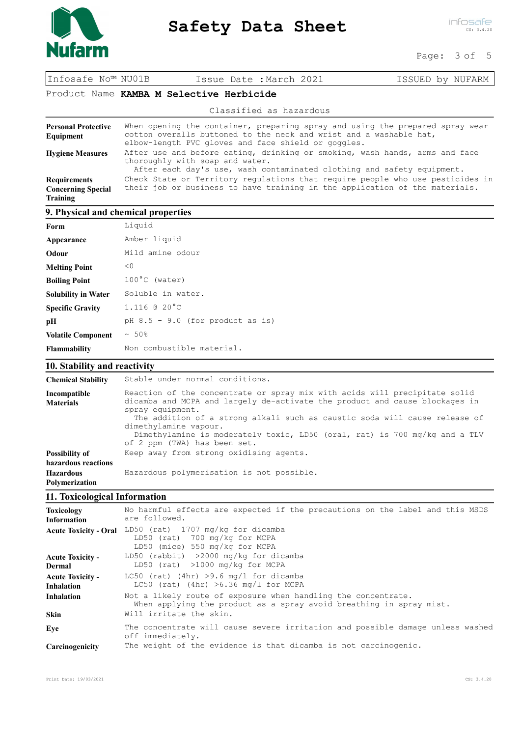Product Name **KAMBA M Selective Herbicide**

Classified as hazardous

| | |
|---|---|
| **Personal Protective Equipment** | When opening the container, preparing spray and using the prepared spray wear cotton overalls buttoned to the neck and wrist and a washable hat, elbow-length PVC gloves and face shield or goggles. |
| **Hygiene Measures** | After use and before eating, drinking or smoking, wash hands, arms and face thoroughly with soap and water. After each day's use, wash contaminated clothing and safety equipment. |
| **Requirements Concerning Special Training** | Check State or Territory regulations that require people who use pesticides in their job or business to have training in the application of the materials. |

## 9. Physical and chemical properties

| | |
|---|---|
| **Form** | Liquid |
| **Appearance** | Amber liquid |
| **Odour** | Mild amine odour |
| **Melting Point** | <0 |
| **Boiling Point** | 100°C (water) |
| **Solubility in Water** | Soluble in water. |
| **Specific Gravity** | 1.116 @ 20°C |
| **pH** | pH 8.5 - 9.0 (for product as is) |
| **Volatile Component** | ~ 50% |
| **Flammability** | Non combustible material. |

## 10. Stability and reactivity

| | |
|---|---|
| **Chemical Stability** | Stable under normal conditions. |
| **Incompatible Materials** | Reaction of the concentrate or spray mix with acids will precipitate solid dicamba and MCPA and largely de-activate the product and cause blockages in spray equipment. The addition of a strong alkali such as caustic soda will cause release of dimethylamine vapour. Dimethylamine is moderately toxic, LD50 (oral, rat) is 700 mg/kg and a TLV of 2 ppm (TWA) has been set. |
| **Possibility of hazardous reactions** | Keep away from strong oxidising agents. |
| **Hazardous Polymerization** | Hazardous polymerisation is not possible. |

## 11. Toxicological Information

| | |
|---|---|
| **Toxicology Information** | No harmful effects are expected if the precautions on the label and this MSDS are followed. |
| **Acute Toxicity - Oral** | LD50 (rat) 1707 mg/kg for dicamba<br>LD50 (rat) 700 mg/kg for MCPA<br>LD50 (mice) 550 mg/kg for MCPA |
| **Acute Toxicity - Dermal** | LD50 (rabbit) >2000 mg/kg for dicamba<br>LD50 (rat) >1000 mg/kg for MCPA |
| **Acute Toxicity - Inhalation** | LC50 (rat) (4hr) >9.6 mg/l for dicamba<br>LC50 (rat) (4hr) >6.36 mg/l for MCPA |
| **Inhalation** | Not a likely route of exposure when handling the concentrate. When applying the product as a spray avoid breathing in spray mist. |
| **Skin** | Will irritate the skin. |
| **Eye** | The concentrate will cause severe irritation and possible damage unless washed off immediately. |
| **Carcinogenicity** | The weight of the evidence is that dicamba is not carcinogenic. |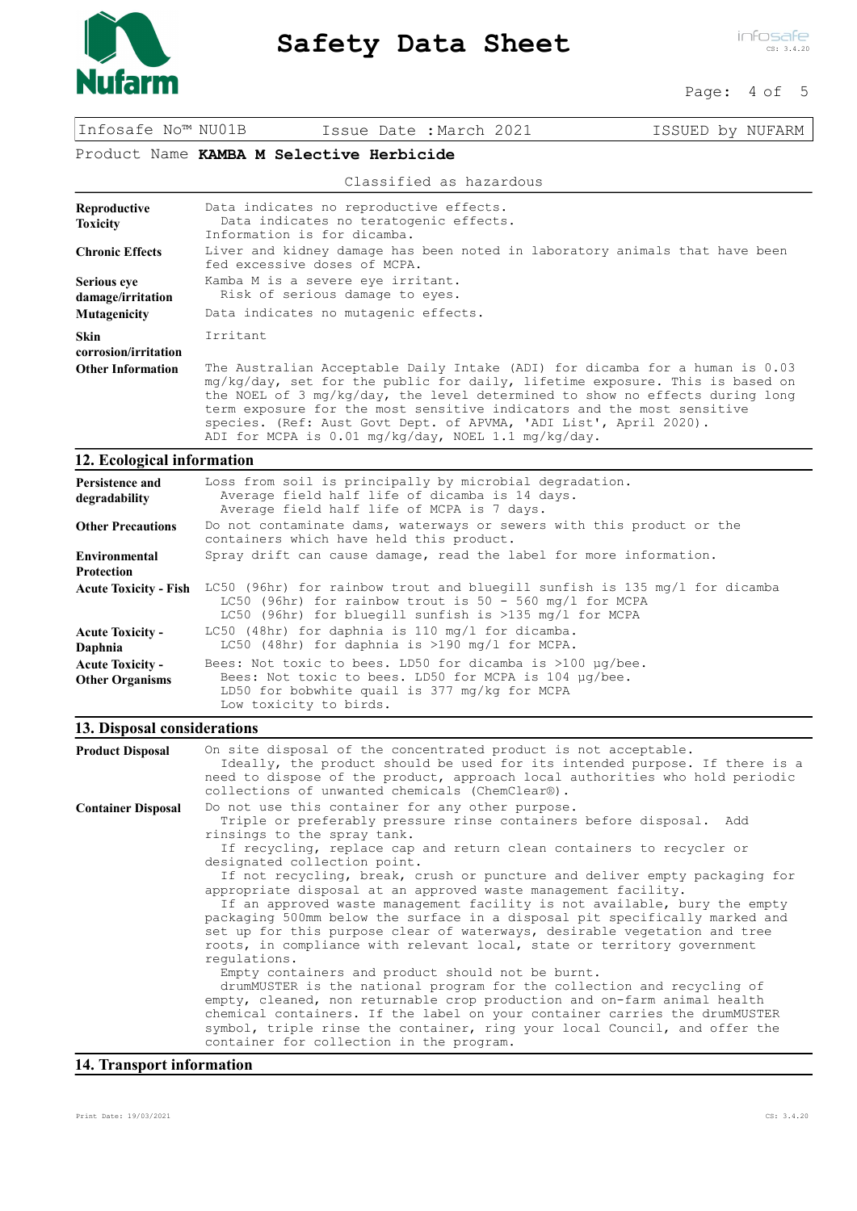Product Name **KAMBA M Selective Herbicide**

Classified as hazardous

| | |
|---|---|
| **Reproductive Toxicity** | Data indicates no reproductive effects. Data indicates no teratogenic effects. Information is for dicamba. |
| **Chronic Effects** | Liver and kidney damage has been noted in laboratory animals that have been fed excessive doses of MCPA. |
| **Serious eye damage/irritation** | Kamba M is a severe eye irritant. Risk of serious damage to eyes. |
| **Mutagenicity** | Data indicates no mutagenic effects. |
| **Skin corrosion/irritation** | Irritant |
| **Other Information** | The Australian Acceptable Daily Intake (ADI) for dicamba for a human is 0.03 mg/kg/day, set for the public for daily, lifetime exposure. This is based on the NOEL of 3 mg/kg/day, the level determined to show no effects during long term exposure for the most sensitive indicators and the most sensitive species. (Ref: Aust Govt Dept. of APVMA, 'ADI List', April 2020). ADI for MCPA is 0.01 mg/kg/day, NOEL 1.1 mg/kg/day. |

## 12. Ecological information

| | |
|---|---|
| **Persistence and degradability** | Loss from soil is principally by microbial degradation. Average field half life of dicamba is 14 days. Average field half life of MCPA is 7 days. |
| **Other Precautions** | Do not contaminate dams, waterways or sewers with this product or the containers which have held this product. |
| **Environmental Protection** | Spray drift can cause damage, read the label for more information. |
| **Acute Toxicity - Fish** | LC50 (96hr) for rainbow trout and bluegill sunfish is 135 mg/l for dicamba<br>LC50 (96hr) for rainbow trout is 50 - 560 mg/l for MCPA<br>LC50 (96hr) for bluegill sunfish is >135 mg/l for MCPA |
| **Acute Toxicity - Daphnia** | LC50 (48hr) for daphnia is 110 mg/l for dicamba.<br>LC50 (48hr) for daphnia is >190 mg/l for MCPA. |
| **Acute Toxicity - Other Organisms** | Bees: Not toxic to bees. LD50 for dicamba is >100 µg/bee.<br>Bees: Not toxic to bees. LD50 for MCPA is 104 µg/bee.<br>LD50 for bobwhite quail is 377 mg/kg for MCPA<br>Low toxicity to birds. |

## 13. Disposal considerations

| | |
|---|---|
| **Product Disposal** | On site disposal of the concentrated product is not acceptable.<br>Ideally, the product should be used for its intended purpose. If there is a need to dispose of the product, approach local authorities who hold periodic collections of unwanted chemicals (ChemClear®). |
| **Container Disposal** | Do not use this container for any other purpose.<br>Triple or preferably pressure rinse containers before disposal. Add rinsings to the spray tank.<br>If recycling, replace cap and return clean containers to recycler or designated collection point.<br>If not recycling, break, crush or puncture and deliver empty packaging for appropriate disposal at an approved waste management facility.<br>If an approved waste management facility is not available, bury the empty packaging 500mm below the surface in a disposal pit specifically marked and set up for this purpose clear of waterways, desirable vegetation and tree roots, in compliance with relevant local, state or territory government regulations.<br>Empty containers and product should not be burnt.<br>drumMUSTER is the national program for the collection and recycling of empty, cleaned, non returnable crop production and on-farm animal health chemical containers. If the label on your container carries the drumMUSTER symbol, triple rinse the container, ring your local Council, and offer the container for collection in the program. |

## 14. Transport information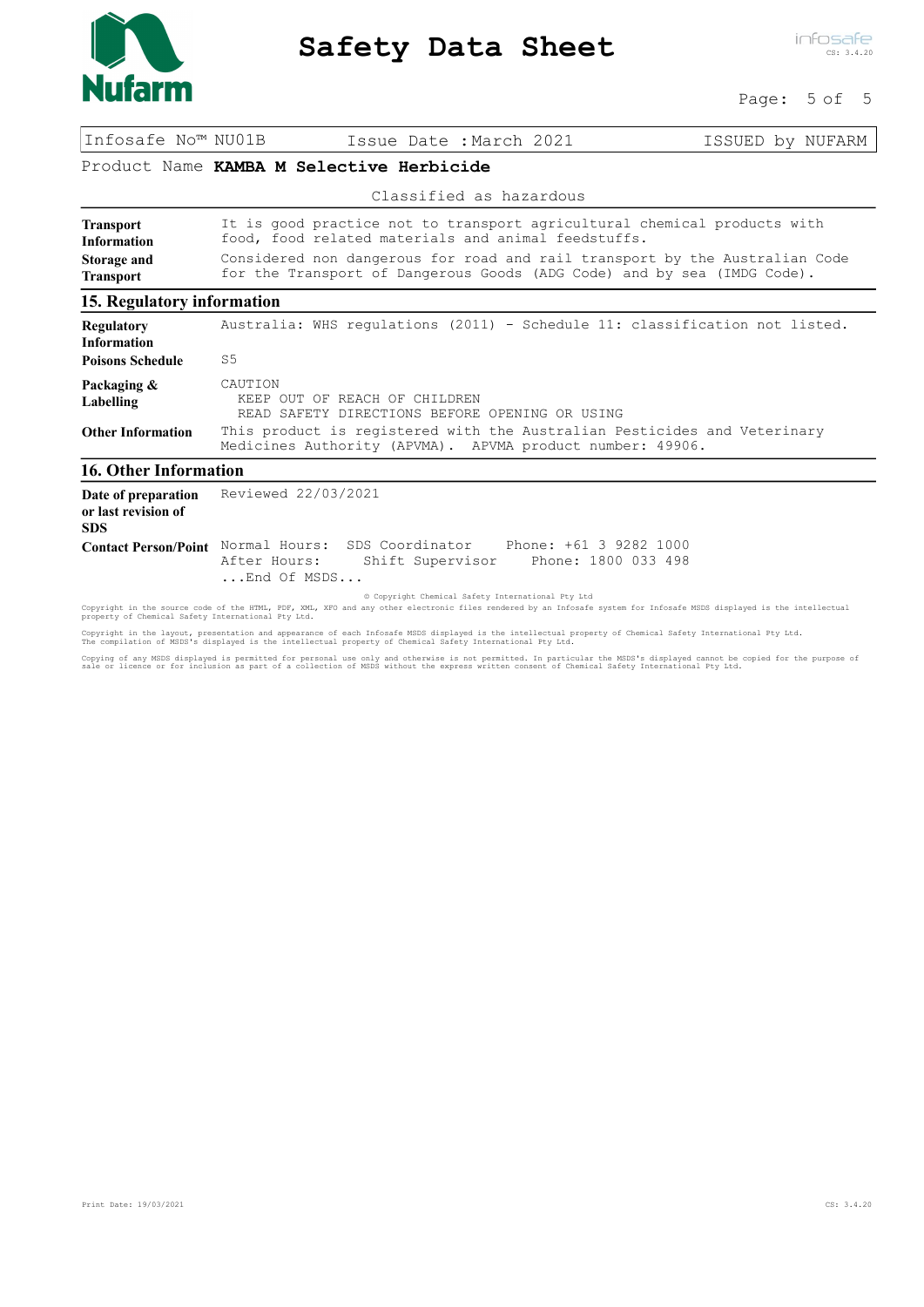Classified as hazardous

| | |
|---|---|
| **Transport Information** | It is good practice not to transport agricultural chemical products with food, food related materials and animal feedstuffs. |
| **Storage and Transport** | Considered non dangerous for road and rail transport by the Australian Code for the Transport of Dangerous Goods (ADG Code) and by sea (IMDG Code). |

## 15. Regulatory information

| | |
|---|---|
| **Regulatory Information** | Australia: WHS regulations (2011) - Schedule 11: classification not listed. |
| **Poisons Schedule** | S5 |
| **Packaging & Labelling** | CAUTION<br>KEEP OUT OF REACH OF CHILDREN<br>READ SAFETY DIRECTIONS BEFORE OPENING OR USING |
| **Other Information** | This product is registered with the Australian Pesticides and Veterinary Medicines Authority (APVMA). APVMA product number: 49906. |

## 16. Other Information

| | |
|---|---|
| **Date of preparation or last revision of SDS** | Reviewed 22/03/2021 |
| **Contact Person/Point** | Normal Hours: SDS Coordinator Phone: +61 3 9282 1000<br>After Hours: Shift Supervisor Phone: 1800 033 498 |

...End Of MSDS...

© Copyright Chemical Safety International Pty Ltd

Copyright in the source code of the HTML, PDF, XML, XFO and any other electronic files rendered by an Infosafe system for Infosafe MSDS displayed is the intellectual property of Chemical Safety International Pty Ltd.

Copyright in the layout, presentation and appearance of each Infosafe MSDS displayed is the intellectual property of Chemical Safety International Pty Ltd.
The compilation of MSDS's displayed is the intellectual property of Chemical Safety International Pty Ltd.

Copying of any MSDS displayed is permitted for personal use only and otherwise is not permitted. In particular the MSDS's displayed cannot be copied for the purpose of sale or licence or for inclusion as part of a collection of MSDS without the express written consent of Chemical Safety International Pty Ltd.